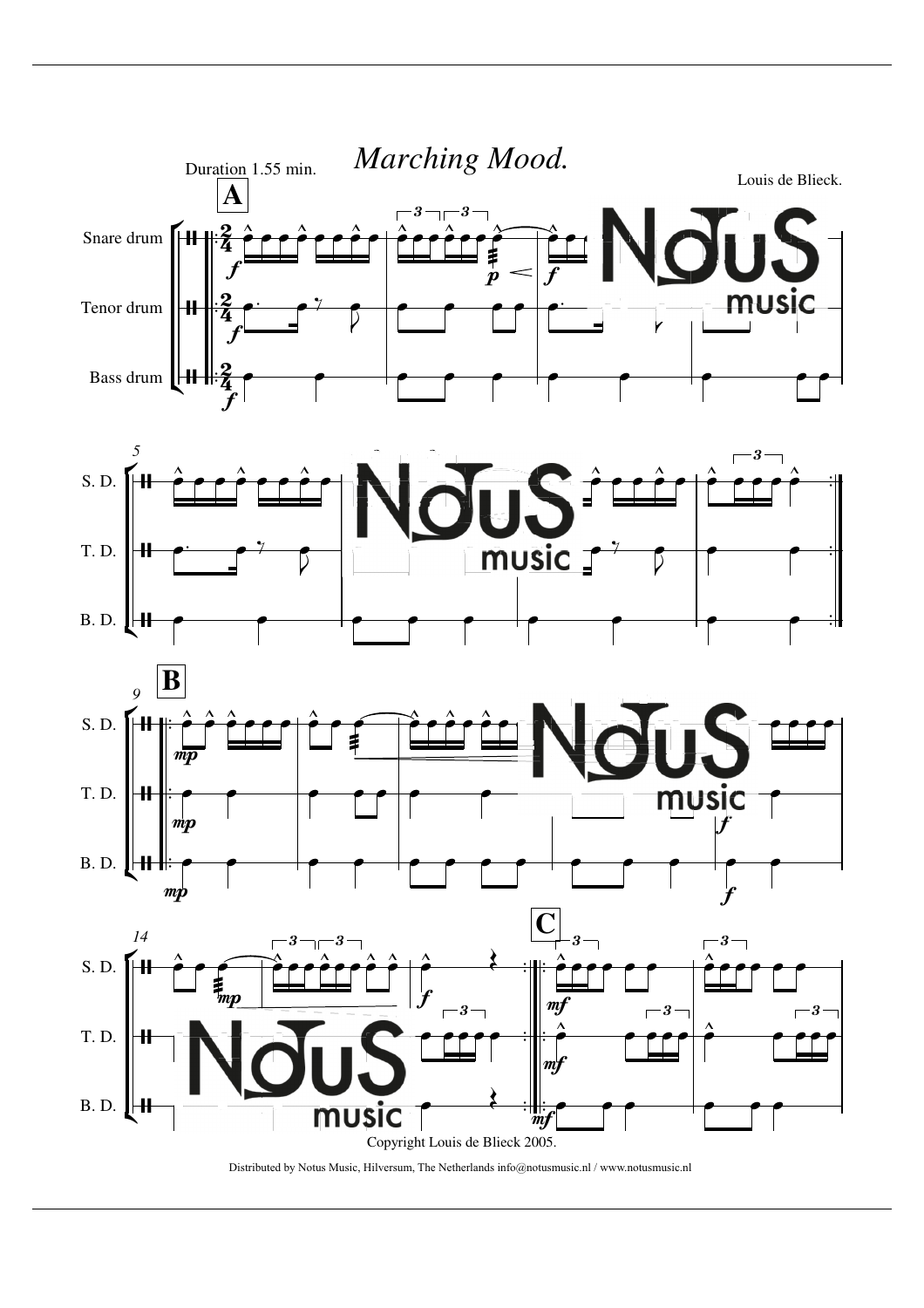# *Marching Mood.*

Duration 1.55 min.

Louis de Blieck.

Copyright Louis de Blieck 2005.

Distributed by Notus Music, Hilversum, The Netherlands info@notusmusic.nl / www.notusmusic.nl